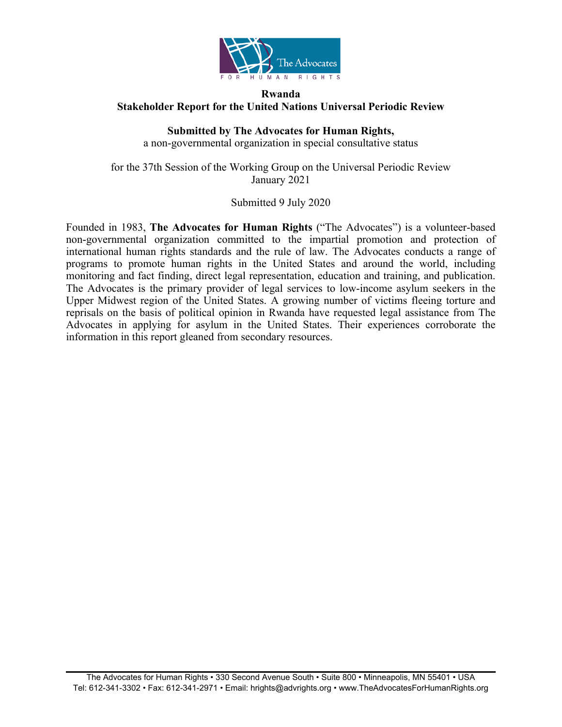**Rwanda**
**Stakeholder Report for the United Nations Universal Periodic Review**

**Submitted by The Advocates for Human Rights,**
a non-governmental organization in special consultative status

for the 37th Session of the Working Group on the Universal Periodic Review
January 2021

Submitted 9 July 2020

Founded in 1983, **The Advocates for Human Rights** ("The Advocates") is a volunteer-based non-governmental organization committed to the impartial promotion and protection of international human rights standards and the rule of law. The Advocates conducts a range of programs to promote human rights in the United States and around the world, including monitoring and fact finding, direct legal representation, education and training, and publication. The Advocates is the primary provider of legal services to low-income asylum seekers in the Upper Midwest region of the United States. A growing number of victims fleeing torture and reprisals on the basis of political opinion in Rwanda have requested legal assistance from The Advocates in applying for asylum in the United States. Their experiences corroborate the information in this report gleaned from secondary resources.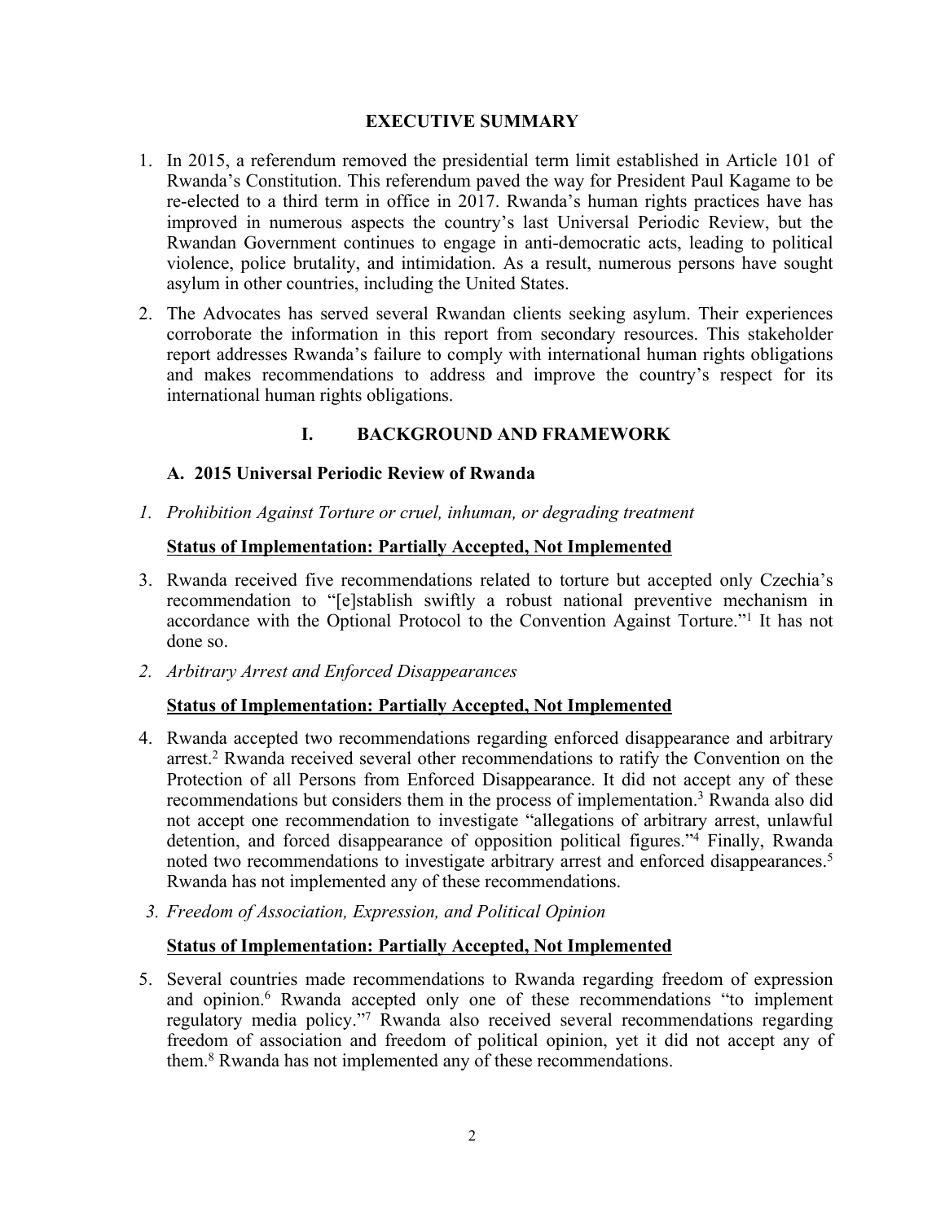## EXECUTIVE SUMMARY

1. In 2015, a referendum removed the presidential term limit established in Article 101 of Rwanda's Constitution. This referendum paved the way for President Paul Kagame to be re-elected to a third term in office in 2017. Rwanda's human rights practices have has improved in numerous aspects the country's last Universal Periodic Review, but the Rwandan Government continues to engage in anti-democratic acts, leading to political violence, police brutality, and intimidation. As a result, numerous persons have sought asylum in other countries, including the United States.

2. The Advocates has served several Rwandan clients seeking asylum. Their experiences corroborate the information in this report from secondary resources. This stakeholder report addresses Rwanda's failure to comply with international human rights obligations and makes recommendations to address and improve the country's respect for its international human rights obligations.

## I. BACKGROUND AND FRAMEWORK

### A. 2015 Universal Periodic Review of Rwanda

*1. Prohibition Against Torture or cruel, inhuman, or degrading treatment*

**Status of Implementation: Partially Accepted, Not Implemented**

3. Rwanda received five recommendations related to torture but accepted only Czechia's recommendation to "[e]stablish swiftly a robust national preventive mechanism in accordance with the Optional Protocol to the Convention Against Torture."[1] It has not done so.

*2. Arbitrary Arrest and Enforced Disappearances*

**Status of Implementation: Partially Accepted, Not Implemented**

4. Rwanda accepted two recommendations regarding enforced disappearance and arbitrary arrest.[2] Rwanda received several other recommendations to ratify the Convention on the Protection of all Persons from Enforced Disappearance. It did not accept any of these recommendations but considers them in the process of implementation.[3] Rwanda also did not accept one recommendation to investigate "allegations of arbitrary arrest, unlawful detention, and forced disappearance of opposition political figures."[4] Finally, Rwanda noted two recommendations to investigate arbitrary arrest and enforced disappearances.[5] Rwanda has not implemented any of these recommendations.

*3. Freedom of Association, Expression, and Political Opinion*

**Status of Implementation: Partially Accepted, Not Implemented**

5. Several countries made recommendations to Rwanda regarding freedom of expression and opinion.[6] Rwanda accepted only one of these recommendations "to implement regulatory media policy."[7] Rwanda also received several recommendations regarding freedom of association and freedom of political opinion, yet it did not accept any of them.[8] Rwanda has not implemented any of these recommendations.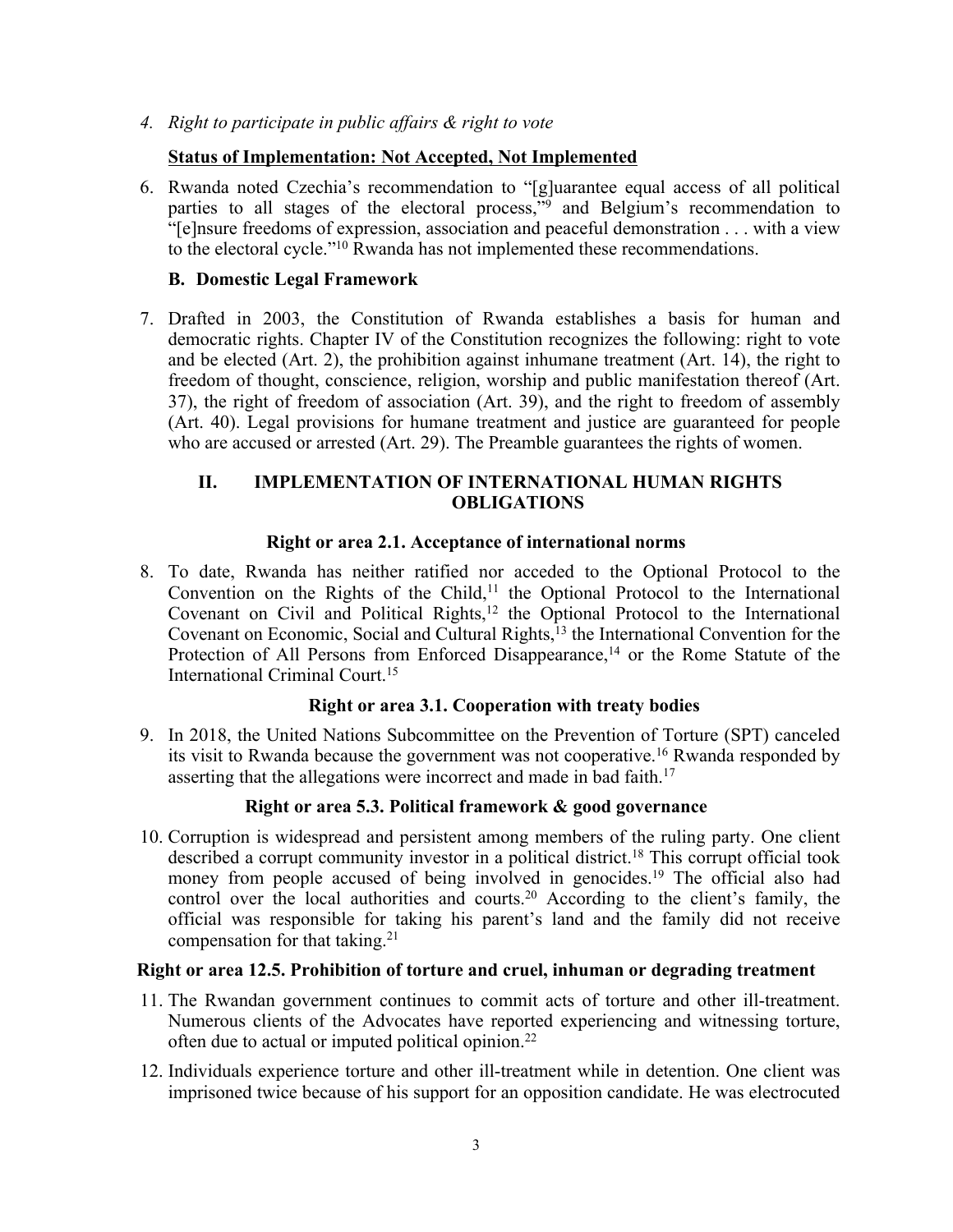*4. Right to participate in public affairs & right to vote*

**Status of Implementation: Not Accepted, Not Implemented**

6. Rwanda noted Czechia's recommendation to "[g]uarantee equal access of all political parties to all stages of the electoral process,"[9] and Belgium's recommendation to "[e]nsure freedoms of expression, association and peaceful demonstration . . . with a view to the electoral cycle."[10] Rwanda has not implemented these recommendations.

### B. Domestic Legal Framework

7. Drafted in 2003, the Constitution of Rwanda establishes a basis for human and democratic rights. Chapter IV of the Constitution recognizes the following: right to vote and be elected (Art. 2), the prohibition against inhumane treatment (Art. 14), the right to freedom of thought, conscience, religion, worship and public manifestation thereof (Art. 37), the right of freedom of association (Art. 39), and the right to freedom of assembly (Art. 40). Legal provisions for humane treatment and justice are guaranteed for people who are accused or arrested (Art. 29). The Preamble guarantees the rights of women.

## II. IMPLEMENTATION OF INTERNATIONAL HUMAN RIGHTS OBLIGATIONS

### Right or area 2.1. Acceptance of international norms

8. To date, Rwanda has neither ratified nor acceded to the Optional Protocol to the Convention on the Rights of the Child,[11] the Optional Protocol to the International Covenant on Civil and Political Rights,[12] the Optional Protocol to the International Covenant on Economic, Social and Cultural Rights,[13] the International Convention for the Protection of All Persons from Enforced Disappearance,[14] or the Rome Statute of the International Criminal Court.[15]

### Right or area 3.1. Cooperation with treaty bodies

9. In 2018, the United Nations Subcommittee on the Prevention of Torture (SPT) canceled its visit to Rwanda because the government was not cooperative.[16] Rwanda responded by asserting that the allegations were incorrect and made in bad faith.[17]

### Right or area 5.3. Political framework & good governance

10. Corruption is widespread and persistent among members of the ruling party. One client described a corrupt community investor in a political district.[18] This corrupt official took money from people accused of being involved in genocides.[19] The official also had control over the local authorities and courts.[20] According to the client's family, the official was responsible for taking his parent's land and the family did not receive compensation for that taking.[21]

### Right or area 12.5. Prohibition of torture and cruel, inhuman or degrading treatment

11. The Rwandan government continues to commit acts of torture and other ill-treatment. Numerous clients of the Advocates have reported experiencing and witnessing torture, often due to actual or imputed political opinion.[22]

12. Individuals experience torture and other ill-treatment while in detention. One client was imprisoned twice because of his support for an opposition candidate. He was electrocuted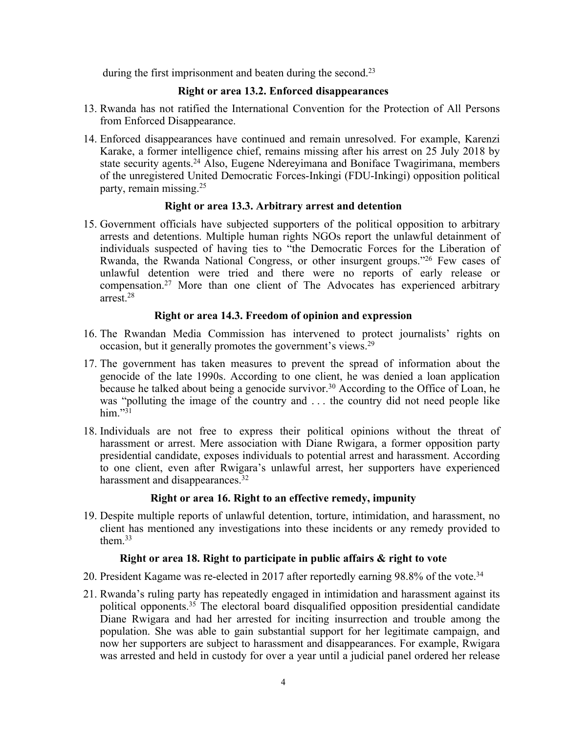during the first imprisonment and beaten during the second.[23]

### Right or area 13.2. Enforced disappearances

13. Rwanda has not ratified the International Convention for the Protection of All Persons from Enforced Disappearance.

14. Enforced disappearances have continued and remain unresolved. For example, Karenzi Karake, a former intelligence chief, remains missing after his arrest on 25 July 2018 by state security agents.[24] Also, Eugene Ndereyimana and Boniface Twagirimana, members of the unregistered United Democratic Forces-Inkingi (FDU-Inkingi) opposition political party, remain missing.[25]

### Right or area 13.3. Arbitrary arrest and detention

15. Government officials have subjected supporters of the political opposition to arbitrary arrests and detentions. Multiple human rights NGOs report the unlawful detainment of individuals suspected of having ties to "the Democratic Forces for the Liberation of Rwanda, the Rwanda National Congress, or other insurgent groups."[26] Few cases of unlawful detention were tried and there were no reports of early release or compensation.[27] More than one client of The Advocates has experienced arbitrary arrest.[28]

### Right or area 14.3. Freedom of opinion and expression

16. The Rwandan Media Commission has intervened to protect journalists' rights on occasion, but it generally promotes the government's views.[29]

17. The government has taken measures to prevent the spread of information about the genocide of the late 1990s. According to one client, he was denied a loan application because he talked about being a genocide survivor.[30] According to the Office of Loan, he was "polluting the image of the country and . . . the country did not need people like him."[31]

18. Individuals are not free to express their political opinions without the threat of harassment or arrest. Mere association with Diane Rwigara, a former opposition party presidential candidate, exposes individuals to potential arrest and harassment. According to one client, even after Rwigara's unlawful arrest, her supporters have experienced harassment and disappearances.[32]

### Right or area 16. Right to an effective remedy, impunity

19. Despite multiple reports of unlawful detention, torture, intimidation, and harassment, no client has mentioned any investigations into these incidents or any remedy provided to them.[33]

### Right or area 18. Right to participate in public affairs & right to vote

20. President Kagame was re-elected in 2017 after reportedly earning 98.8% of the vote.[34]

21. Rwanda's ruling party has repeatedly engaged in intimidation and harassment against its political opponents.[35] The electoral board disqualified opposition presidential candidate Diane Rwigara and had her arrested for inciting insurrection and trouble among the population. She was able to gain substantial support for her legitimate campaign, and now her supporters are subject to harassment and disappearances. For example, Rwigara was arrested and held in custody for over a year until a judicial panel ordered her release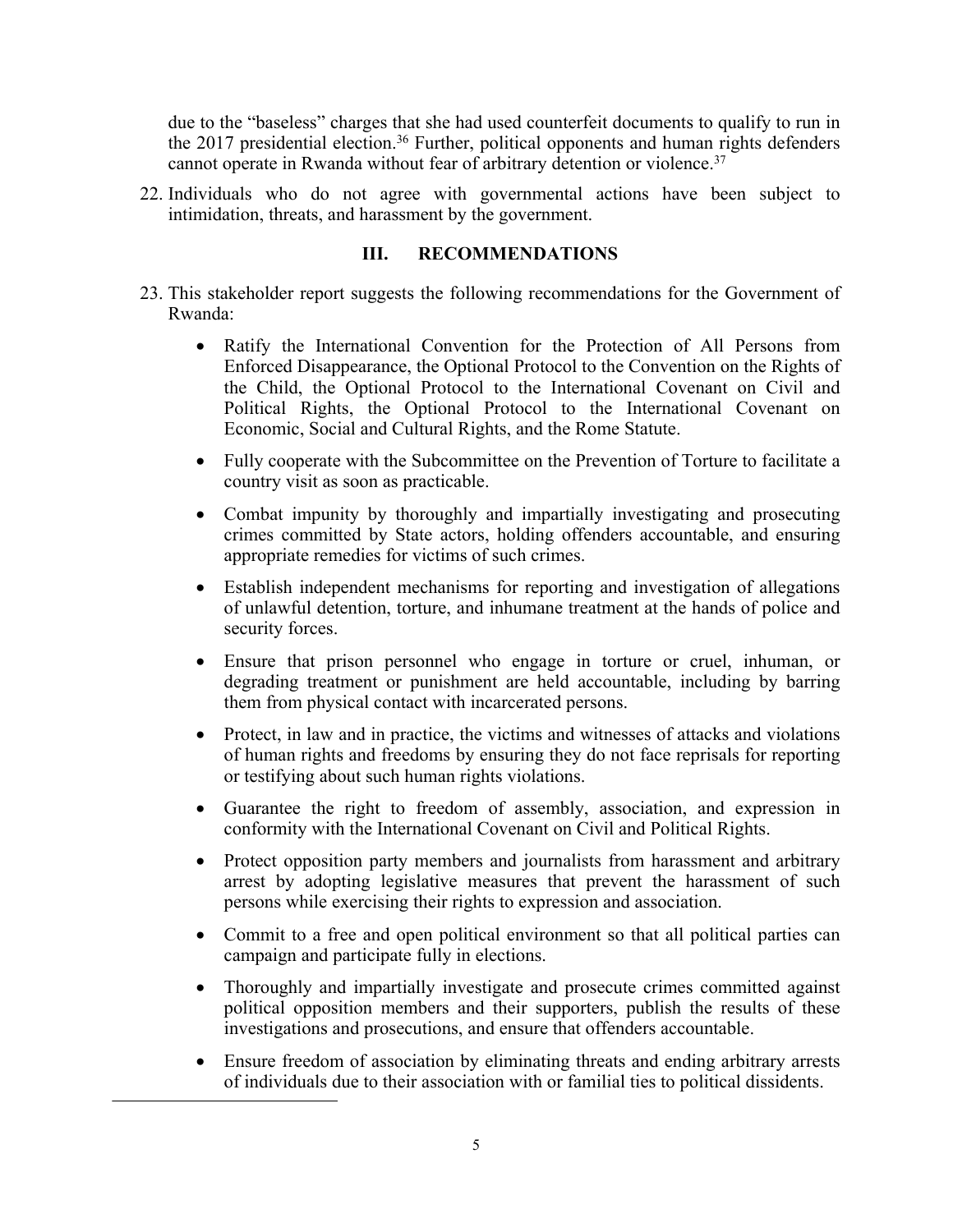due to the "baseless" charges that she had used counterfeit documents to qualify to run in the 2017 presidential election.[36] Further, political opponents and human rights defenders cannot operate in Rwanda without fear of arbitrary detention or violence.[37]

22. Individuals who do not agree with governmental actions have been subject to intimidation, threats, and harassment by the government.

## III. RECOMMENDATIONS

23. This stakeholder report suggests the following recommendations for the Government of Rwanda:

   - Ratify the International Convention for the Protection of All Persons from Enforced Disappearance, the Optional Protocol to the Convention on the Rights of the Child, the Optional Protocol to the International Covenant on Civil and Political Rights, the Optional Protocol to the International Covenant on Economic, Social and Cultural Rights, and the Rome Statute.
   - Fully cooperate with the Subcommittee on the Prevention of Torture to facilitate a country visit as soon as practicable.
   - Combat impunity by thoroughly and impartially investigating and prosecuting crimes committed by State actors, holding offenders accountable, and ensuring appropriate remedies for victims of such crimes.
   - Establish independent mechanisms for reporting and investigation of allegations of unlawful detention, torture, and inhumane treatment at the hands of police and security forces.
   - Ensure that prison personnel who engage in torture or cruel, inhuman, or degrading treatment or punishment are held accountable, including by barring them from physical contact with incarcerated persons.
   - Protect, in law and in practice, the victims and witnesses of attacks and violations of human rights and freedoms by ensuring they do not face reprisals for reporting or testifying about such human rights violations.
   - Guarantee the right to freedom of assembly, association, and expression in conformity with the International Covenant on Civil and Political Rights.
   - Protect opposition party members and journalists from harassment and arbitrary arrest by adopting legislative measures that prevent the harassment of such persons while exercising their rights to expression and association.
   - Commit to a free and open political environment so that all political parties can campaign and participate fully in elections.
   - Thoroughly and impartially investigate and prosecute crimes committed against political opposition members and their supporters, publish the results of these investigations and prosecutions, and ensure that offenders accountable.
   - Ensure freedom of association by eliminating threats and ending arbitrary arrests of individuals due to their association with or familial ties to political dissidents.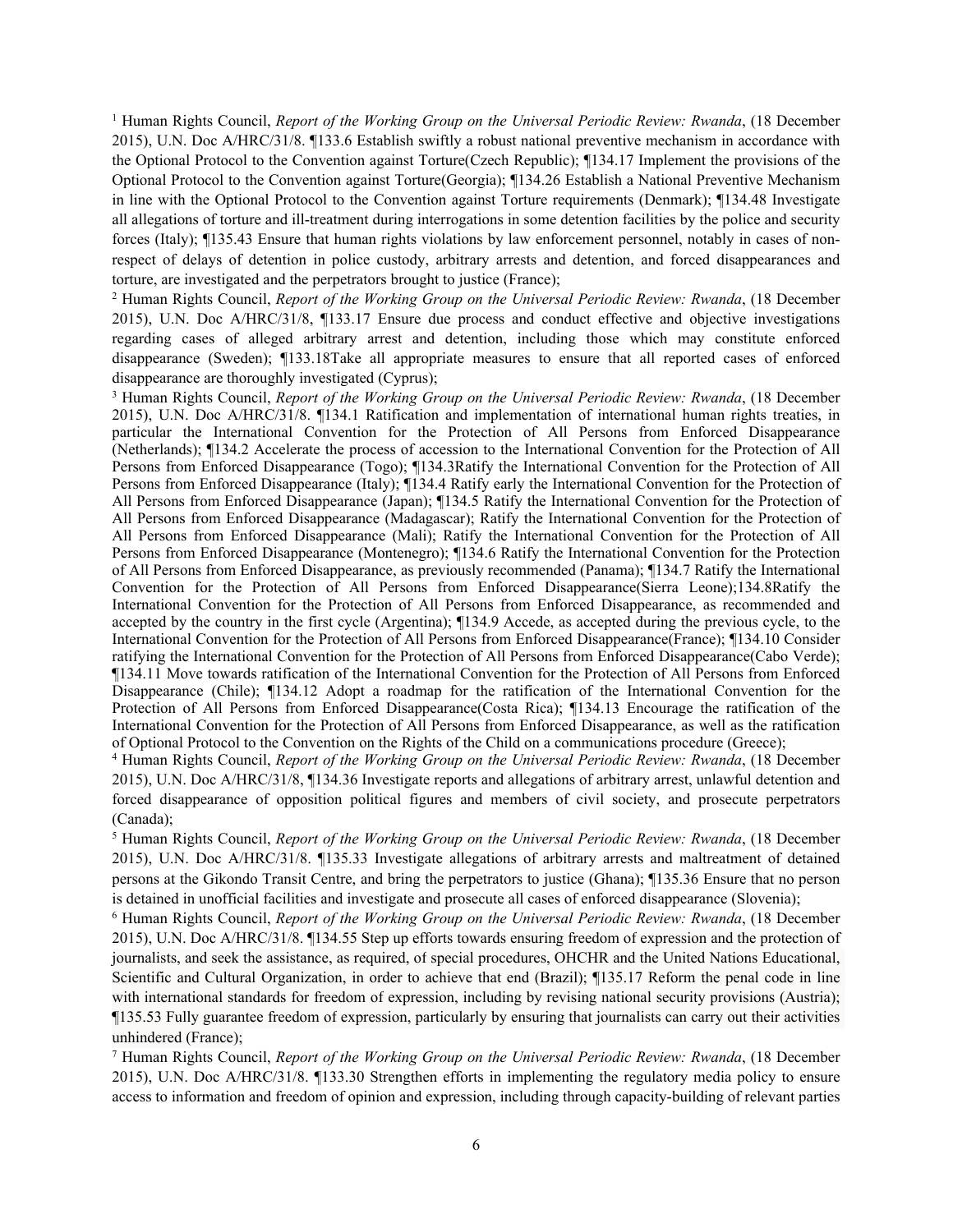[1] Human Rights Council, *Report of the Working Group on the Universal Periodic Review: Rwanda*, (18 December 2015), U.N. Doc A/HRC/31/8. ¶133.6 Establish swiftly a robust national preventive mechanism in accordance with the Optional Protocol to the Convention against Torture(Czech Republic); ¶134.17 Implement the provisions of the Optional Protocol to the Convention against Torture(Georgia); ¶134.26 Establish a National Preventive Mechanism in line with the Optional Protocol to the Convention against Torture requirements (Denmark); ¶134.48 Investigate all allegations of torture and ill-treatment during interrogations in some detention facilities by the police and security forces (Italy); ¶135.43 Ensure that human rights violations by law enforcement personnel, notably in cases of non-respect of delays of detention in police custody, arbitrary arrests and detention, and forced disappearances and torture, are investigated and the perpetrators brought to justice (France);

[2] Human Rights Council, *Report of the Working Group on the Universal Periodic Review: Rwanda*, (18 December 2015), U.N. Doc A/HRC/31/8, ¶133.17 Ensure due process and conduct effective and objective investigations regarding cases of alleged arbitrary arrest and detention, including those which may constitute enforced disappearance (Sweden); ¶133.18Take all appropriate measures to ensure that all reported cases of enforced disappearance are thoroughly investigated (Cyprus);

[3] Human Rights Council, *Report of the Working Group on the Universal Periodic Review: Rwanda*, (18 December 2015), U.N. Doc A/HRC/31/8. ¶134.1 Ratification and implementation of international human rights treaties, in particular the International Convention for the Protection of All Persons from Enforced Disappearance (Netherlands); ¶134.2 Accelerate the process of accession to the International Convention for the Protection of All Persons from Enforced Disappearance (Togo); ¶134.3Ratify the International Convention for the Protection of All Persons from Enforced Disappearance (Italy); ¶134.4 Ratify early the International Convention for the Protection of All Persons from Enforced Disappearance (Japan); ¶134.5 Ratify the International Convention for the Protection of All Persons from Enforced Disappearance (Madagascar); Ratify the International Convention for the Protection of All Persons from Enforced Disappearance (Mali); Ratify the International Convention for the Protection of All Persons from Enforced Disappearance (Montenegro); ¶134.6 Ratify the International Convention for the Protection of All Persons from Enforced Disappearance, as previously recommended (Panama); ¶134.7 Ratify the International Convention for the Protection of All Persons from Enforced Disappearance(Sierra Leone);134.8Ratify the International Convention for the Protection of All Persons from Enforced Disappearance, as recommended and accepted by the country in the first cycle (Argentina); ¶134.9 Accede, as accepted during the previous cycle, to the International Convention for the Protection of All Persons from Enforced Disappearance(France); ¶134.10 Consider ratifying the International Convention for the Protection of All Persons from Enforced Disappearance(Cabo Verde); ¶134.11 Move towards ratification of the International Convention for the Protection of All Persons from Enforced Disappearance (Chile); ¶134.12 Adopt a roadmap for the ratification of the International Convention for the Protection of All Persons from Enforced Disappearance(Costa Rica); ¶134.13 Encourage the ratification of the International Convention for the Protection of All Persons from Enforced Disappearance, as well as the ratification of Optional Protocol to the Convention on the Rights of the Child on a communications procedure (Greece);

[4] Human Rights Council, *Report of the Working Group on the Universal Periodic Review: Rwanda*, (18 December 2015), U.N. Doc A/HRC/31/8, ¶134.36 Investigate reports and allegations of arbitrary arrest, unlawful detention and forced disappearance of opposition political figures and members of civil society, and prosecute perpetrators (Canada);

[5] Human Rights Council, *Report of the Working Group on the Universal Periodic Review: Rwanda*, (18 December 2015), U.N. Doc A/HRC/31/8. ¶135.33 Investigate allegations of arbitrary arrests and maltreatment of detained persons at the Gikondo Transit Centre, and bring the perpetrators to justice (Ghana); ¶135.36 Ensure that no person is detained in unofficial facilities and investigate and prosecute all cases of enforced disappearance (Slovenia);

[6] Human Rights Council, *Report of the Working Group on the Universal Periodic Review: Rwanda*, (18 December 2015), U.N. Doc A/HRC/31/8. ¶134.55 Step up efforts towards ensuring freedom of expression and the protection of journalists, and seek the assistance, as required, of special procedures, OHCHR and the United Nations Educational, Scientific and Cultural Organization, in order to achieve that end (Brazil); ¶135.17 Reform the penal code in line with international standards for freedom of expression, including by revising national security provisions (Austria); ¶135.53 Fully guarantee freedom of expression, particularly by ensuring that journalists can carry out their activities unhindered (France);

[7] Human Rights Council, *Report of the Working Group on the Universal Periodic Review: Rwanda*, (18 December 2015), U.N. Doc A/HRC/31/8. ¶133.30 Strengthen efforts in implementing the regulatory media policy to ensure access to information and freedom of opinion and expression, including through capacity-building of relevant parties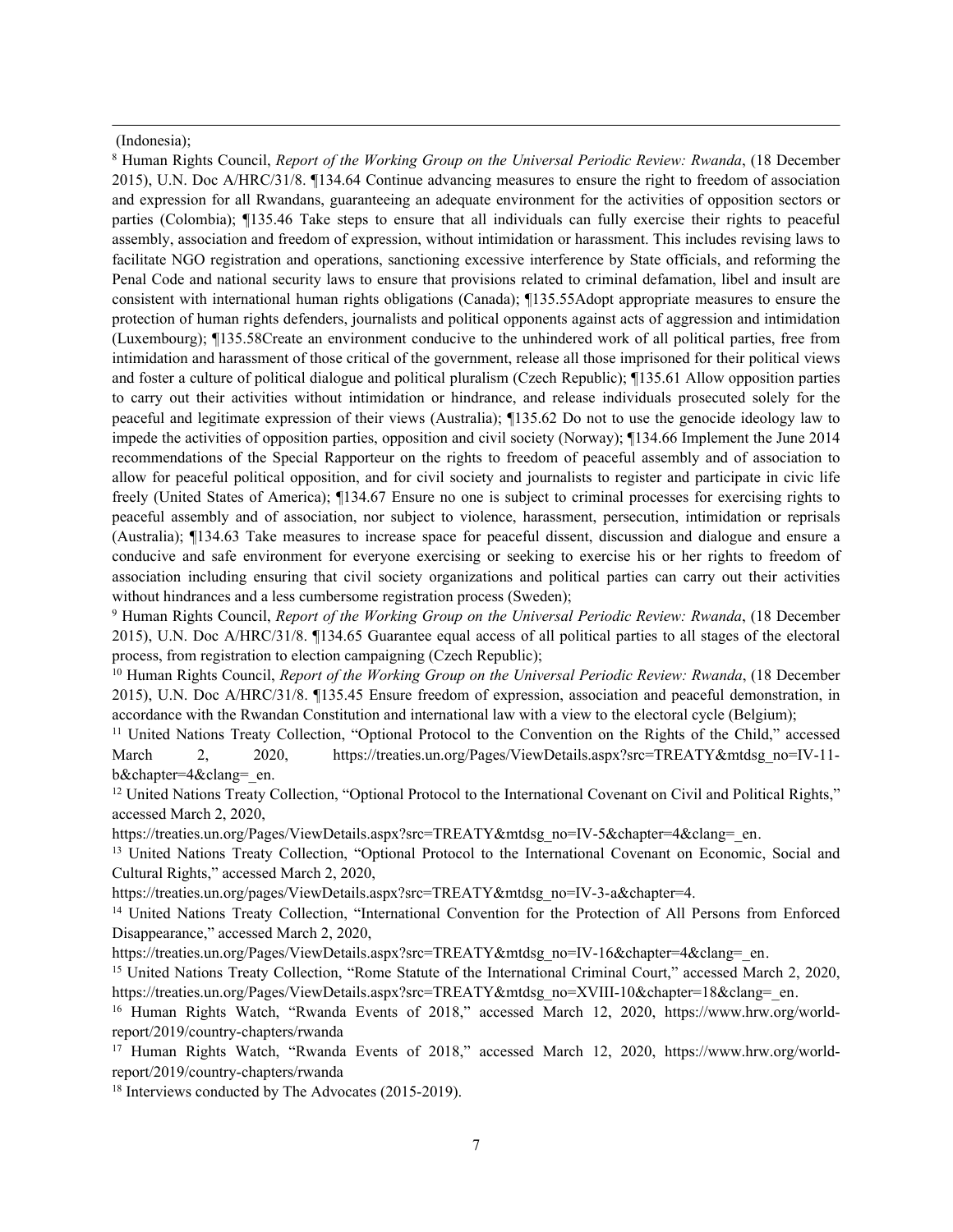(Indonesia);

[8] Human Rights Council, *Report of the Working Group on the Universal Periodic Review: Rwanda*, (18 December 2015), U.N. Doc A/HRC/31/8. ¶134.64 Continue advancing measures to ensure the right to freedom of association and expression for all Rwandans, guaranteeing an adequate environment for the activities of opposition sectors or parties (Colombia); ¶135.46 Take steps to ensure that all individuals can fully exercise their rights to peaceful assembly, association and freedom of expression, without intimidation or harassment. This includes revising laws to facilitate NGO registration and operations, sanctioning excessive interference by State officials, and reforming the Penal Code and national security laws to ensure that provisions related to criminal defamation, libel and insult are consistent with international human rights obligations (Canada); ¶135.55Adopt appropriate measures to ensure the protection of human rights defenders, journalists and political opponents against acts of aggression and intimidation (Luxembourg); ¶135.58Create an environment conducive to the unhindered work of all political parties, free from intimidation and harassment of those critical of the government, release all those imprisoned for their political views and foster a culture of political dialogue and political pluralism (Czech Republic); ¶135.61 Allow opposition parties to carry out their activities without intimidation or hindrance, and release individuals prosecuted solely for the peaceful and legitimate expression of their views (Australia); ¶135.62 Do not to use the genocide ideology law to impede the activities of opposition parties, opposition and civil society (Norway); ¶134.66 Implement the June 2014 recommendations of the Special Rapporteur on the rights to freedom of peaceful assembly and of association to allow for peaceful political opposition, and for civil society and journalists to register and participate in civic life freely (United States of America); ¶134.67 Ensure no one is subject to criminal processes for exercising rights to peaceful assembly and of association, nor subject to violence, harassment, persecution, intimidation or reprisals (Australia); ¶134.63 Take measures to increase space for peaceful dissent, discussion and dialogue and ensure a conducive and safe environment for everyone exercising or seeking to exercise his or her rights to freedom of association including ensuring that civil society organizations and political parties can carry out their activities without hindrances and a less cumbersome registration process (Sweden);

[9] Human Rights Council, *Report of the Working Group on the Universal Periodic Review: Rwanda*, (18 December 2015), U.N. Doc A/HRC/31/8. ¶134.65 Guarantee equal access of all political parties to all stages of the electoral process, from registration to election campaigning (Czech Republic);

[10] Human Rights Council, *Report of the Working Group on the Universal Periodic Review: Rwanda*, (18 December 2015), U.N. Doc A/HRC/31/8. ¶135.45 Ensure freedom of expression, association and peaceful demonstration, in accordance with the Rwandan Constitution and international law with a view to the electoral cycle (Belgium);

[11] United Nations Treaty Collection, "Optional Protocol to the Convention on the Rights of the Child," accessed March 2, 2020, https://treaties.un.org/Pages/ViewDetails.aspx?src=TREATY&mtdsg_no=IV-11-b&chapter=4&clang=_en.

[12] United Nations Treaty Collection, "Optional Protocol to the International Covenant on Civil and Political Rights," accessed March 2, 2020, https://treaties.un.org/Pages/ViewDetails.aspx?src=TREATY&mtdsg_no=IV-5&chapter=4&clang=_en.

[13] United Nations Treaty Collection, "Optional Protocol to the International Covenant on Economic, Social and Cultural Rights," accessed March 2, 2020, https://treaties.un.org/pages/ViewDetails.aspx?src=TREATY&mtdsg_no=IV-3-a&chapter=4.

[14] United Nations Treaty Collection, "International Convention for the Protection of All Persons from Enforced Disappearance," accessed March 2, 2020, https://treaties.un.org/Pages/ViewDetails.aspx?src=TREATY&mtdsg_no=IV-16&chapter=4&clang=_en.

[15] United Nations Treaty Collection, "Rome Statute of the International Criminal Court," accessed March 2, 2020, https://treaties.un.org/Pages/ViewDetails.aspx?src=TREATY&mtdsg_no=XVIII-10&chapter=18&clang=_en.

[16] Human Rights Watch, "Rwanda Events of 2018," accessed March 12, 2020, https://www.hrw.org/world-report/2019/country-chapters/rwanda

[17] Human Rights Watch, "Rwanda Events of 2018," accessed March 12, 2020, https://www.hrw.org/world-report/2019/country-chapters/rwanda

[18] Interviews conducted by The Advocates (2015-2019).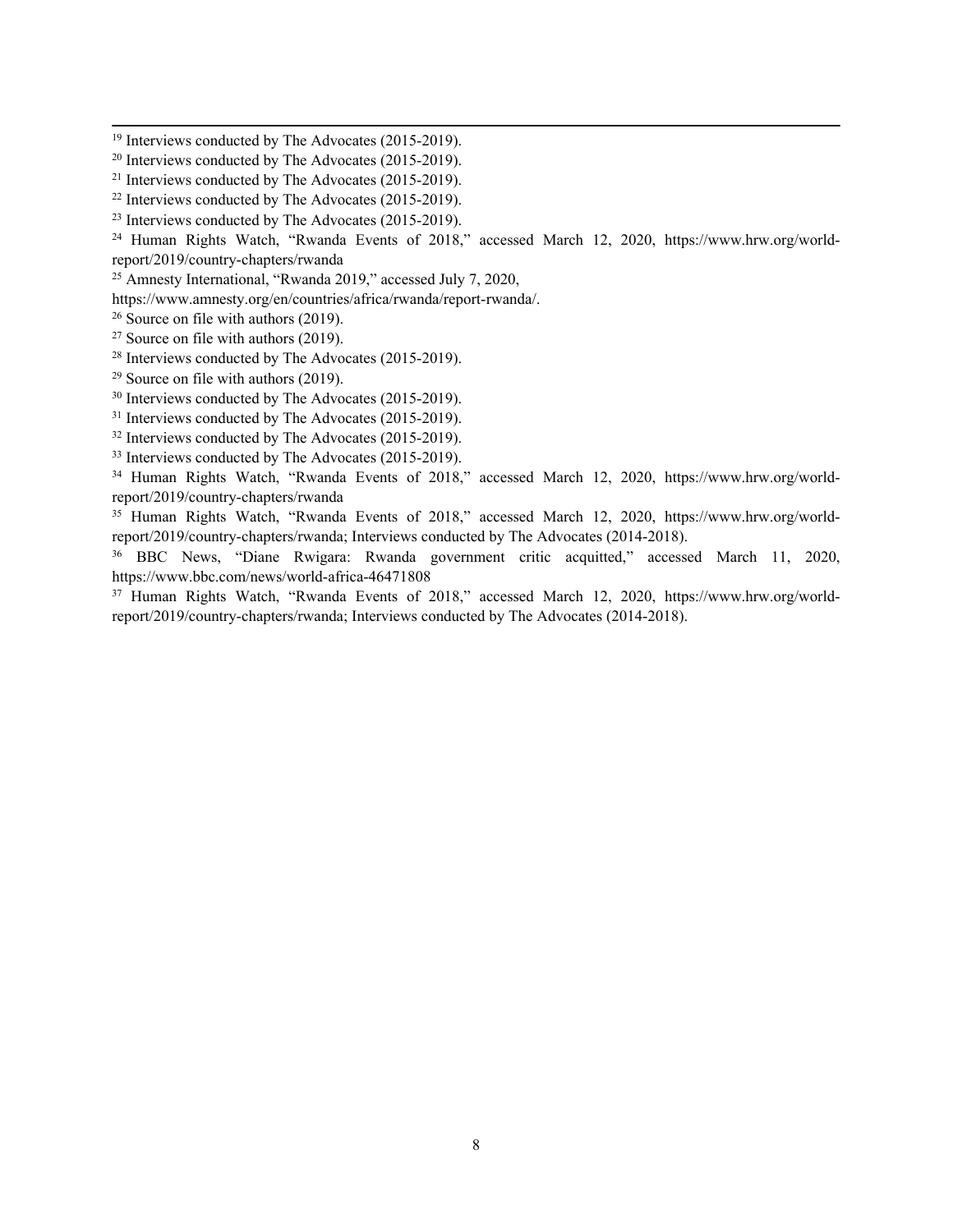[19] Interviews conducted by The Advocates (2015-2019).

[20] Interviews conducted by The Advocates (2015-2019).

[21] Interviews conducted by The Advocates (2015-2019).

[22] Interviews conducted by The Advocates (2015-2019).

[23] Interviews conducted by The Advocates (2015-2019).

[24] Human Rights Watch, "Rwanda Events of 2018," accessed March 12, 2020, https://www.hrw.org/world-report/2019/country-chapters/rwanda

[25] Amnesty International, "Rwanda 2019," accessed July 7, 2020, https://www.amnesty.org/en/countries/africa/rwanda/report-rwanda/.

[26] Source on file with authors (2019).

[27] Source on file with authors (2019).

[28] Interviews conducted by The Advocates (2015-2019).

[29] Source on file with authors (2019).

[30] Interviews conducted by The Advocates (2015-2019).

[31] Interviews conducted by The Advocates (2015-2019).

[32] Interviews conducted by The Advocates (2015-2019).

[33] Interviews conducted by The Advocates (2015-2019).

[34] Human Rights Watch, "Rwanda Events of 2018," accessed March 12, 2020, https://www.hrw.org/world-report/2019/country-chapters/rwanda

[35] Human Rights Watch, "Rwanda Events of 2018," accessed March 12, 2020, https://www.hrw.org/world-report/2019/country-chapters/rwanda; Interviews conducted by The Advocates (2014-2018).

[36] BBC News, "Diane Rwigara: Rwanda government critic acquitted," accessed March 11, 2020, https://www.bbc.com/news/world-africa-46471808

[37] Human Rights Watch, "Rwanda Events of 2018," accessed March 12, 2020, https://www.hrw.org/world-report/2019/country-chapters/rwanda; Interviews conducted by The Advocates (2014-2018).